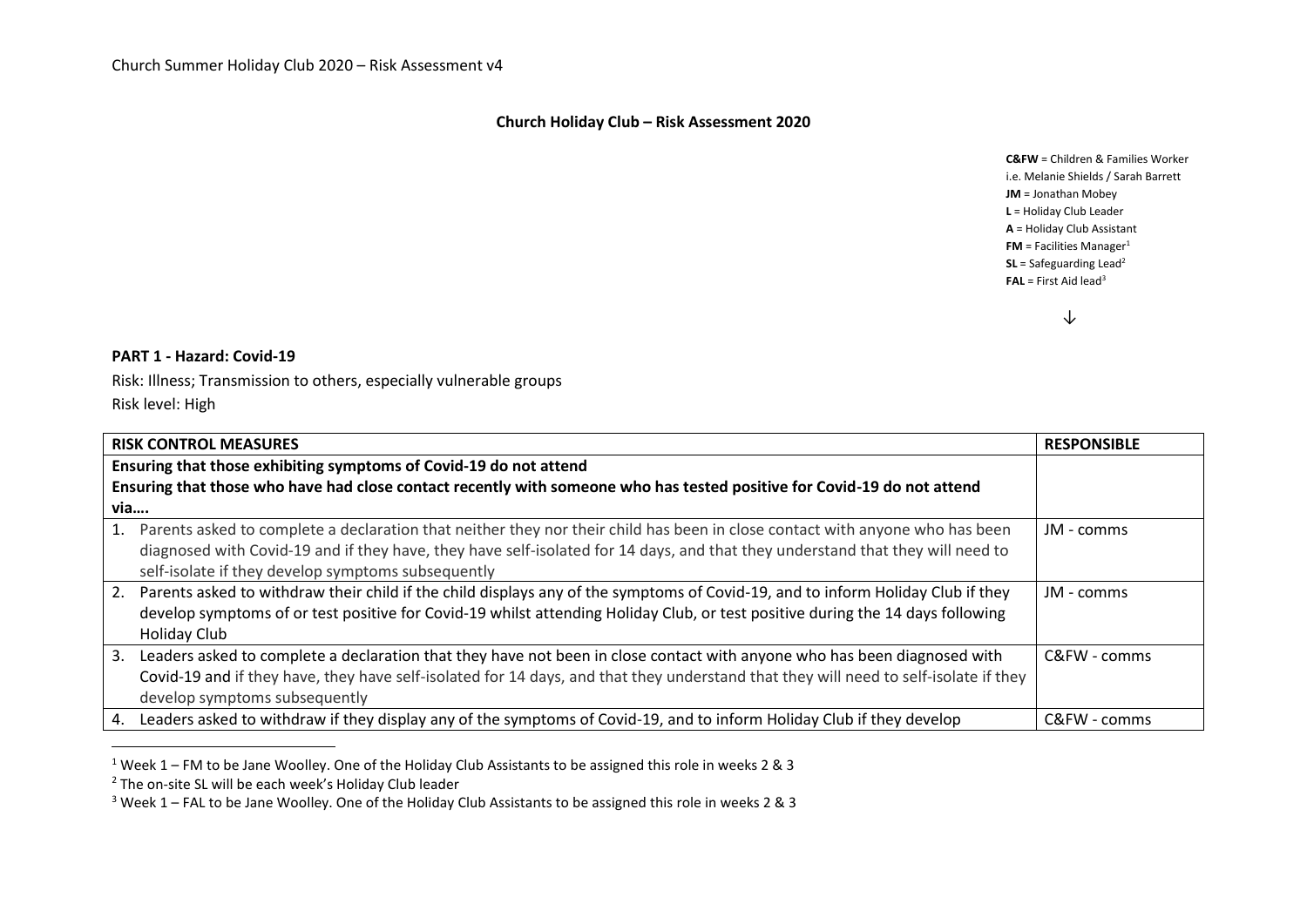# Church Holiday Club – Risk Assessment 2020

**C&FW** = Children & Families Worker
i.e. Melanie Shields / Sarah Barrett
**JM** = Jonathan Mobey
**L** = Holiday Club Leader
**A** = Holiday Club Assistant
**FM** = Facilities Manager[1]
**SL** = Safeguarding Lead[2]
**FAL** = First Aid lead[3]

↓

**PART 1 - Hazard: Covid-19**

Risk: Illness; Transmission to others, especially vulnerable groups
Risk level: High

| RISK CONTROL MEASURES | RESPONSIBLE |
|---|---|
| **Ensuring that those exhibiting symptoms of Covid-19 do not attend**<br>**Ensuring that those who have had close contact recently with someone who has tested positive for Covid-19 do not attend via….** | |
| 1. Parents asked to complete a declaration that neither they nor their child has been in close contact with anyone who has been diagnosed with Covid-19 and if they have, they have self-isolated for 14 days, and that they understand that they will need to self-isolate if they develop symptoms subsequently | JM - comms |
| 2. Parents asked to withdraw their child if the child displays any of the symptoms of Covid-19, and to inform Holiday Club if they develop symptoms of or test positive for Covid-19 whilst attending Holiday Club, or test positive during the 14 days following Holiday Club | JM - comms |
| 3. Leaders asked to complete a declaration that they have not been in close contact with anyone who has been diagnosed with Covid-19 and if they have, they have self-isolated for 14 days, and that they understand that they will need to self-isolate if they develop symptoms subsequently | C&FW - comms |
| 4. Leaders asked to withdraw if they display any of the symptoms of Covid-19, and to inform Holiday Club if they develop | C&FW - comms |

[1] Week 1 – FM to be Jane Woolley. One of the Holiday Club Assistants to be assigned this role in weeks 2 & 3

[2] The on-site SL will be each week's Holiday Club leader

[3] Week 1 – FAL to be Jane Woolley. One of the Holiday Club Assistants to be assigned this role in weeks 2 & 3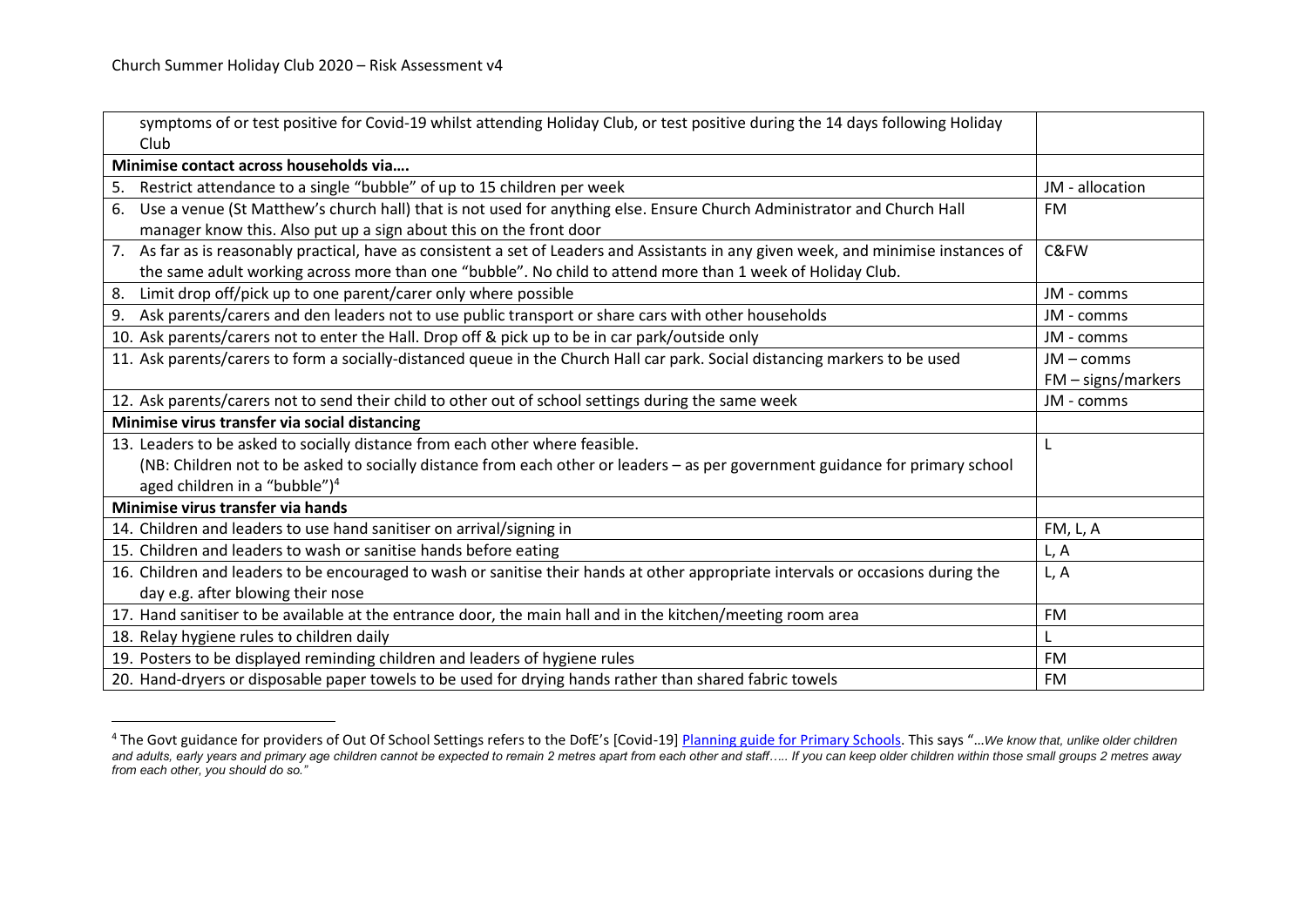| | |
|---|---|
| symptoms of or test positive for Covid-19 whilst attending Holiday Club, or test positive during the 14 days following Holiday Club | |
| **Minimise contact across households via….** | |
| 5. Restrict attendance to a single "bubble" of up to 15 children per week | JM - allocation |
| 6. Use a venue (St Matthew's church hall) that is not used for anything else. Ensure Church Administrator and Church Hall manager know this. Also put up a sign about this on the front door | FM |
| 7. As far as is reasonably practical, have as consistent a set of Leaders and Assistants in any given week, and minimise instances of the same adult working across more than one "bubble". No child to attend more than 1 week of Holiday Club. | C&FW |
| 8. Limit drop off/pick up to one parent/carer only where possible | JM - comms |
| 9. Ask parents/carers and den leaders not to use public transport or share cars with other households | JM - comms |
| 10. Ask parents/carers not to enter the Hall. Drop off & pick up to be in car park/outside only | JM - comms |
| 11. Ask parents/carers to form a socially-distanced queue in the Church Hall car park. Social distancing markers to be used | JM – comms<br>FM – signs/markers |
| 12. Ask parents/carers not to send their child to other out of school settings during the same week | JM - comms |
| **Minimise virus transfer via social distancing** | |
| 13. Leaders to be asked to socially distance from each other where feasible.<br>(NB: Children not to be asked to socially distance from each other or leaders – as per government guidance for primary school aged children in a "bubble")[4] | L |
| **Minimise virus transfer via hands** | |
| 14. Children and leaders to use hand sanitiser on arrival/signing in | FM, L, A |
| 15. Children and leaders to wash or sanitise hands before eating | L, A |
| 16. Children and leaders to be encouraged to wash or sanitise their hands at other appropriate intervals or occasions during the day e.g. after blowing their nose | L, A |
| 17. Hand sanitiser to be available at the entrance door, the main hall and in the kitchen/meeting room area | FM |
| 18. Relay hygiene rules to children daily | L |
| 19. Posters to be displayed reminding children and leaders of hygiene rules | FM |
| 20. Hand-dryers or disposable paper towels to be used for drying hands rather than shared fabric towels | FM |

[4] The Govt guidance for providers of Out Of School Settings refers to the DofE's [Covid-19] Planning guide for Primary Schools. This says "…*We know that, unlike older children and adults, early years and primary age children cannot be expected to remain 2 metres apart from each other and staff….. If you can keep older children within those small groups 2 metres away from each other, you should do so."*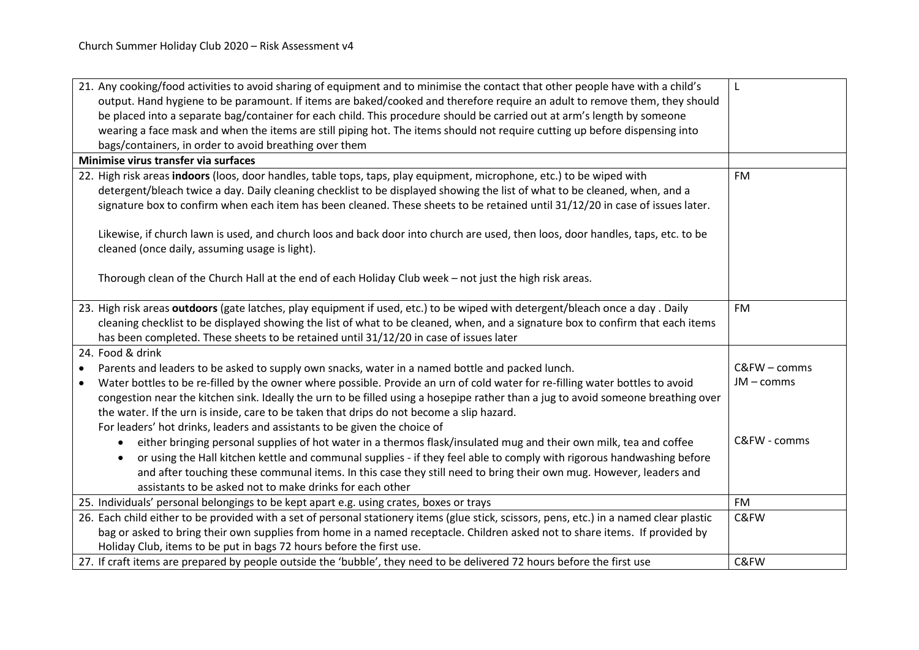Church Summer Holiday Club 2020 – Risk Assessment v4

| | |
|---|---|
| 21. Any cooking/food activities to avoid sharing of equipment and to minimise the contact that other people have with a child's output. Hand hygiene to be paramount. If items are baked/cooked and therefore require an adult to remove them, they should be placed into a separate bag/container for each child. This procedure should be carried out at arm's length by someone wearing a face mask and when the items are still piping hot. The items should not require cutting up before dispensing into bags/containers, in order to avoid breathing over them | L |
| **Minimise virus transfer via surfaces** | |
| 22. High risk areas **indoors** (loos, door handles, table tops, taps, play equipment, microphone, etc.) to be wiped with detergent/bleach twice a day. Daily cleaning checklist to be displayed showing the list of what to be cleaned, when, and a signature box to confirm when each item has been cleaned. These sheets to be retained until 31/12/20 in case of issues later.<br><br>Likewise, if church lawn is used, and church loos and back door into church are used, then loos, door handles, taps, etc. to be cleaned (once daily, assuming usage is light).<br><br>Thorough clean of the Church Hall at the end of each Holiday Club week – not just the high risk areas. | FM |
| 23. High risk areas **outdoors** (gate latches, play equipment if used, etc.) to be wiped with detergent/bleach once a day . Daily cleaning checklist to be displayed showing the list of what to be cleaned, when, and a signature box to confirm that each items has been completed. These sheets to be retained until 31/12/20 in case of issues later | FM |
| 24. Food & drink<br>• Parents and leaders to be asked to supply own snacks, water in a named bottle and packed lunch.<br>• Water bottles to be re-filled by the owner where possible. Provide an urn of cold water for re-filling water bottles to avoid congestion near the kitchen sink. Ideally the urn to be filled using a hosepipe rather than a jug to avoid someone breathing over the water. If the urn is inside, care to be taken that drips do not become a slip hazard.<br>For leaders' hot drinks, leaders and assistants to be given the choice of<br>  ◦ either bringing personal supplies of hot water in a thermos flask/insulated mug and their own milk, tea and coffee<br>  ◦ or using the Hall kitchen kettle and communal supplies - if they feel able to comply with rigorous handwashing before and after touching these communal items. In this case they still need to bring their own mug. However, leaders and assistants to be asked not to make drinks for each other | C&FW – comms<br>JM – comms<br><br><br><br>C&FW - comms |
| 25. Individuals' personal belongings to be kept apart e.g. using crates, boxes or trays | FM |
| 26. Each child either to be provided with a set of personal stationery items (glue stick, scissors, pens, etc.) in a named clear plastic bag or asked to bring their own supplies from home in a named receptacle. Children asked not to share items. If provided by Holiday Club, items to be put in bags 72 hours before the first use. | C&FW |
| 27. If craft items are prepared by people outside the 'bubble', they need to be delivered 72 hours before the first use | C&FW |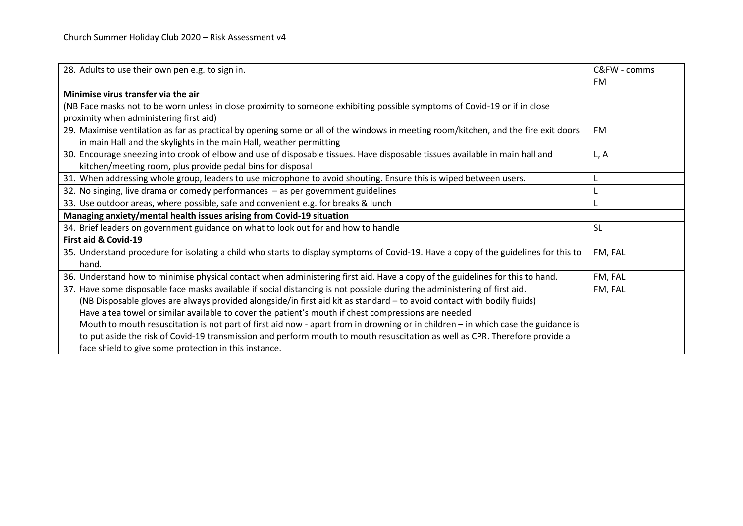| | |
|---|---|
| 28. Adults to use their own pen e.g. to sign in. | C&FW - comms<br>FM |
| **Minimise virus transfer via the air**<br>(NB Face masks not to be worn unless in close proximity to someone exhibiting possible symptoms of Covid-19 or if in close proximity when administering first aid) | |
| 29. Maximise ventilation as far as practical by opening some or all of the windows in meeting room/kitchen, and the fire exit doors in main Hall and the skylights in the main Hall, weather permitting | FM |
| 30. Encourage sneezing into crook of elbow and use of disposable tissues. Have disposable tissues available in main hall and kitchen/meeting room, plus provide pedal bins for disposal | L, A |
| 31. When addressing whole group, leaders to use microphone to avoid shouting. Ensure this is wiped between users. | L |
| 32. No singing, live drama or comedy performances – as per government guidelines | L |
| 33. Use outdoor areas, where possible, safe and convenient e.g. for breaks & lunch | L |
| **Managing anxiety/mental health issues arising from Covid-19 situation** | |
| 34. Brief leaders on government guidance on what to look out for and how to handle | SL |
| **First aid & Covid-19** | |
| 35. Understand procedure for isolating a child who starts to display symptoms of Covid-19. Have a copy of the guidelines for this to hand. | FM, FAL |
| 36. Understand how to minimise physical contact when administering first aid. Have a copy of the guidelines for this to hand. | FM, FAL |
| 37. Have some disposable face masks available if social distancing is not possible during the administering of first aid.<br>(NB Disposable gloves are always provided alongside/in first aid kit as standard – to avoid contact with bodily fluids)<br>Have a tea towel or similar available to cover the patient's mouth if chest compressions are needed<br>Mouth to mouth resuscitation is not part of first aid now - apart from drowning or in children – in which case the guidance is to put aside the risk of Covid-19 transmission and perform mouth to mouth resuscitation as well as CPR. Therefore provide a face shield to give some protection in this instance. | FM, FAL |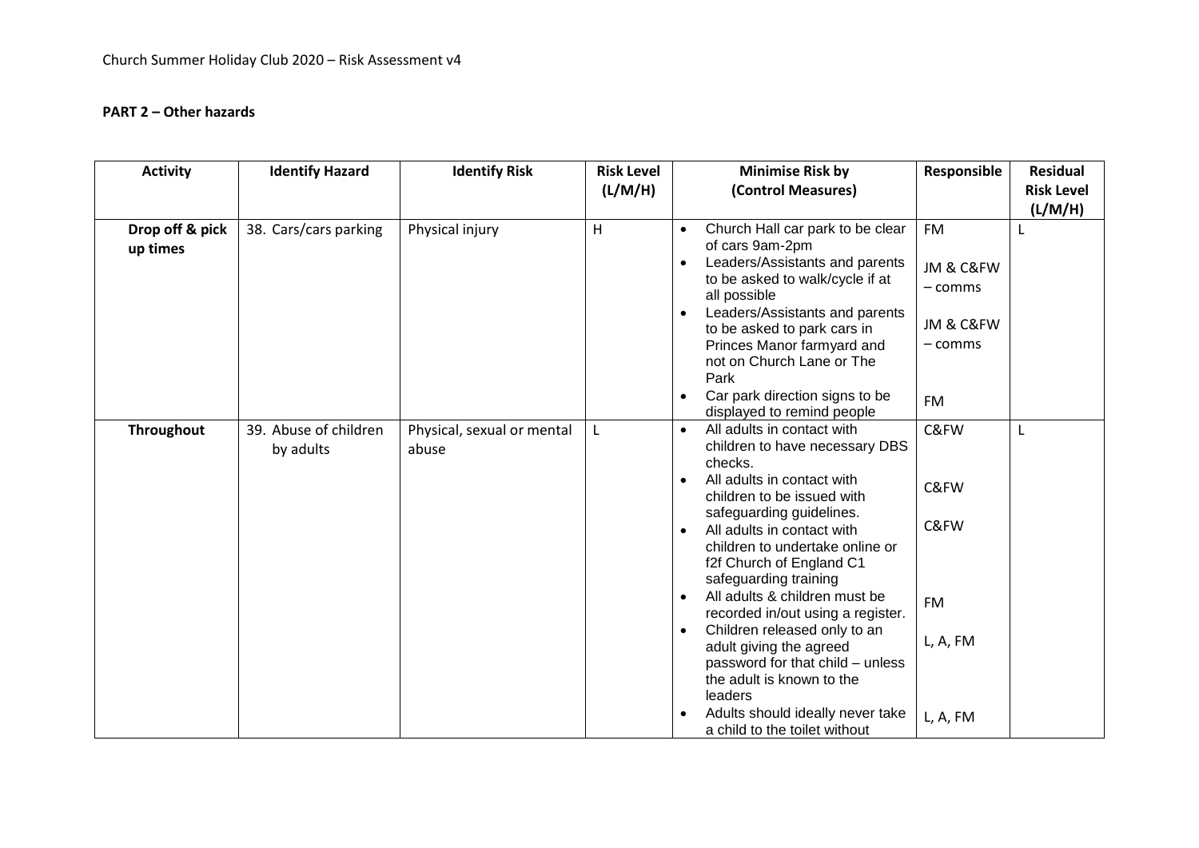**PART 2 – Other hazards**

| Activity | Identify Hazard | Identify Risk | Risk Level (L/M/H) | Minimise Risk by (Control Measures) | Responsible | Residual Risk Level (L/M/H) |
|---|---|---|---|---|---|---|
| **Drop off & pick up times** | 38. Cars/cars parking | Physical injury | H | • Church Hall car park to be clear of cars 9am-2pm<br>• Leaders/Assistants and parents to be asked to walk/cycle if at all possible<br>• Leaders/Assistants and parents to be asked to park cars in Princes Manor farmyard and not on Church Lane or The Park<br>• Car park direction signs to be displayed to remind people | FM<br>JM & C&FW – comms<br>JM & C&FW – comms<br>FM | L |
| **Throughout** | 39. Abuse of children by adults | Physical, sexual or mental abuse | L | • All adults in contact with children to have necessary DBS checks.<br>• All adults in contact with children to be issued with safeguarding guidelines.<br>• All adults in contact with children to undertake online or f2f Church of England C1 safeguarding training<br>• All adults & children must be recorded in/out using a register.<br>• Children released only to an adult giving the agreed password for that child – unless the adult is known to the leaders<br>• Adults should ideally never take a child to the toilet without | C&FW<br>C&FW<br>C&FW<br>FM<br>L, A, FM<br>L, A, FM | L |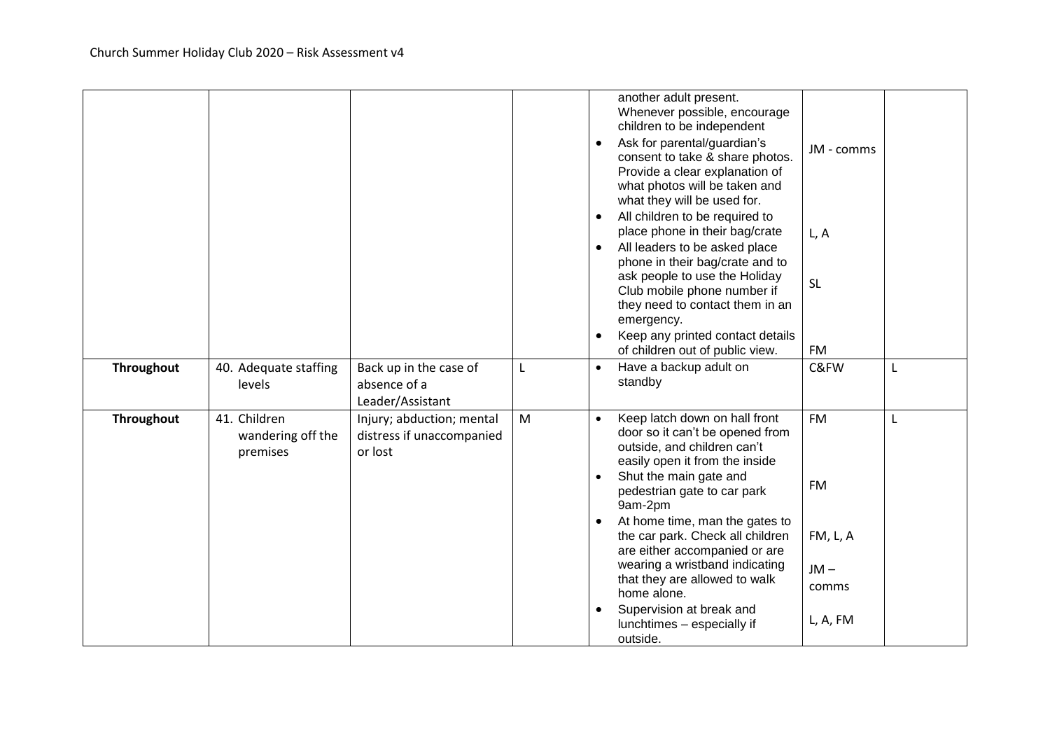| | | | | | | |
|---|---|---|---|---|---|---|
| | | | | another adult present. Whenever possible, encourage children to be independent<br>• Ask for parental/guardian's consent to take & share photos. Provide a clear explanation of what photos will be taken and what they will be used for.<br>• All children to be required to place phone in their bag/crate<br>• All leaders to be asked place phone in their bag/crate and to ask people to use the Holiday Club mobile phone number if they need to contact them in an emergency.<br>• Keep any printed contact details of children out of public view. | JM - comms<br><br>L, A<br><br>SL<br><br>FM | |
| **Throughout** | 40. Adequate staffing levels | Back up in the case of absence of a Leader/Assistant | L | • Have a backup adult on standby | C&FW | L |
| **Throughout** | 41. Children wandering off the premises | Injury; abduction; mental distress if unaccompanied or lost | M | • Keep latch down on hall front door so it can't be opened from outside, and children can't easily open it from the inside<br>• Shut the main gate and pedestrian gate to car park 9am-2pm<br>• At home time, man the gates to the car park. Check all children are either accompanied or are wearing a wristband indicating that they are allowed to walk home alone.<br>• Supervision at break and lunchtimes – especially if outside. | FM<br><br>FM<br><br>FM, L, A<br><br>JM – comms<br><br>L, A, FM | L |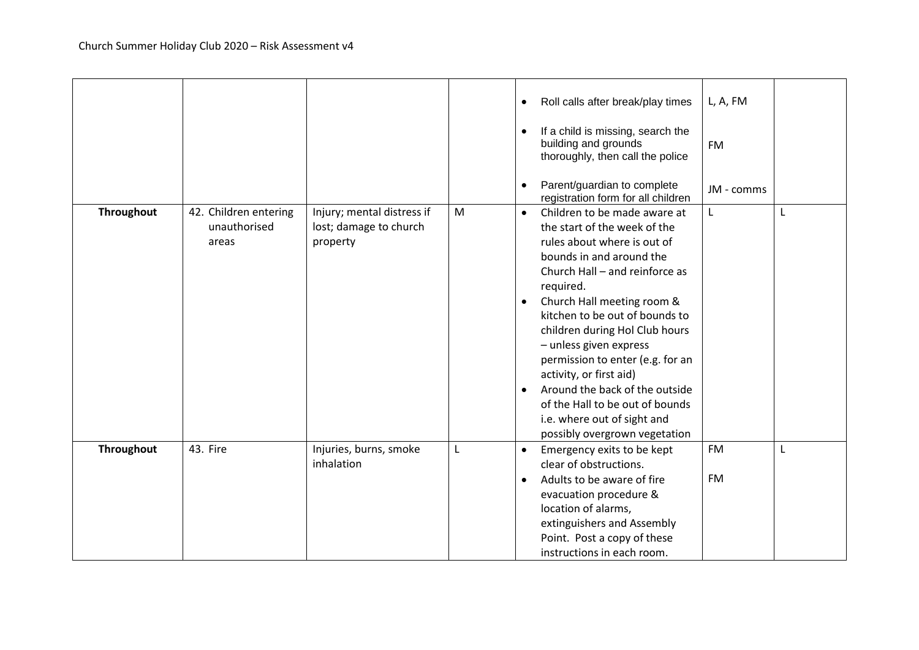| | | | | | | |
|---|---|---|---|---|---|---|
| | | | | • Roll calls after break/play times<br>• If a child is missing, search the building and grounds thoroughly, then call the police<br>• Parent/guardian to complete registration form for all children | L, A, FM<br><br>FM<br><br>JM - comms | |
| **Throughout** | 42. Children entering unauthorised areas | Injury; mental distress if lost; damage to church property | M | • Children to be made aware at the start of the week of the rules about where is out of bounds in and around the Church Hall – and reinforce as required.<br>• Church Hall meeting room & kitchen to be out of bounds to children during Hol Club hours – unless given express permission to enter (e.g. for an activity, or first aid)<br>• Around the back of the outside of the Hall to be out of bounds i.e. where out of sight and possibly overgrown vegetation | L | L |
| **Throughout** | 43. Fire | Injuries, burns, smoke inhalation | L | • Emergency exits to be kept clear of obstructions.<br>• Adults to be aware of fire evacuation procedure & location of alarms, extinguishers and Assembly Point. Post a copy of these instructions in each room. | FM<br><br>FM | L |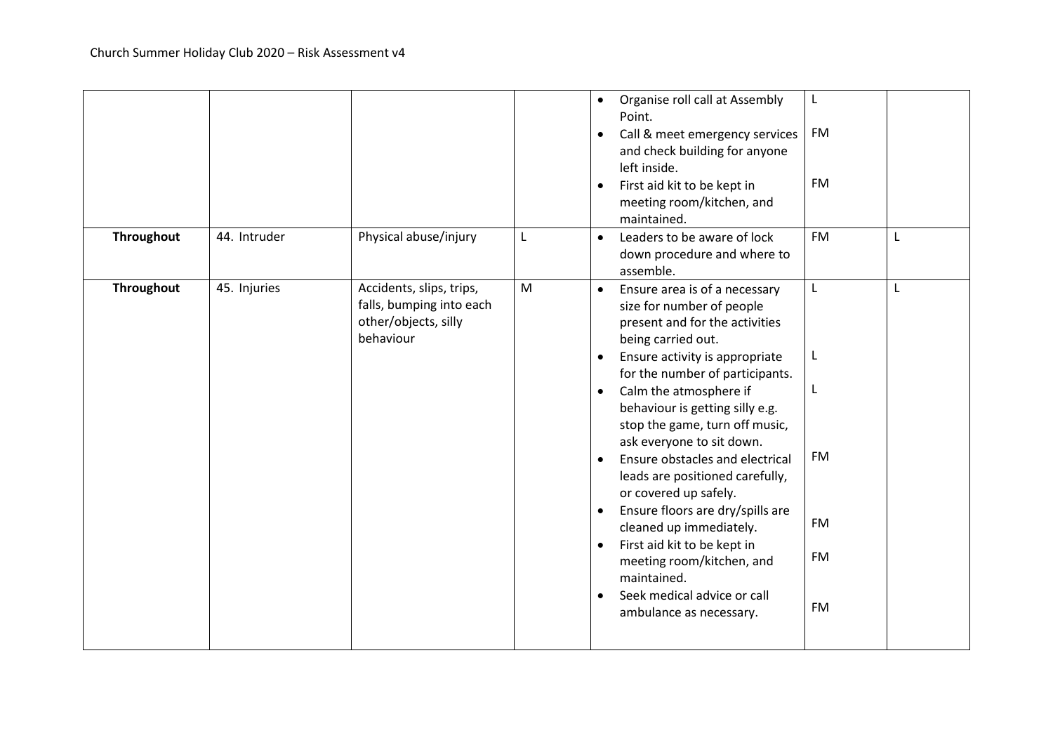Church Summer Holiday Club 2020 – Risk Assessment v4

| | | | | | | |
|---|---|---|---|---|---|---|
| | | | | • Organise roll call at Assembly Point.<br>• Call & meet emergency services and check building for anyone left inside.<br>• First aid kit to be kept in meeting room/kitchen, and maintained. | L<br>FM<br>FM | |
| **Throughout** | 44. Intruder | Physical abuse/injury | L | • Leaders to be aware of lock down procedure and where to assemble. | FM | L |
| **Throughout** | 45. Injuries | Accidents, slips, trips, falls, bumping into each other/objects, silly behaviour | M | • Ensure area is of a necessary size for number of people present and for the activities being carried out.<br>• Ensure activity is appropriate for the number of participants.<br>• Calm the atmosphere if behaviour is getting silly e.g. stop the game, turn off music, ask everyone to sit down.<br>• Ensure obstacles and electrical leads are positioned carefully, or covered up safely.<br>• Ensure floors are dry/spills are cleaned up immediately.<br>• First aid kit to be kept in meeting room/kitchen, and maintained.<br>• Seek medical advice or call ambulance as necessary. | L<br>L<br>L<br>FM<br>FM<br>FM<br>FM | L |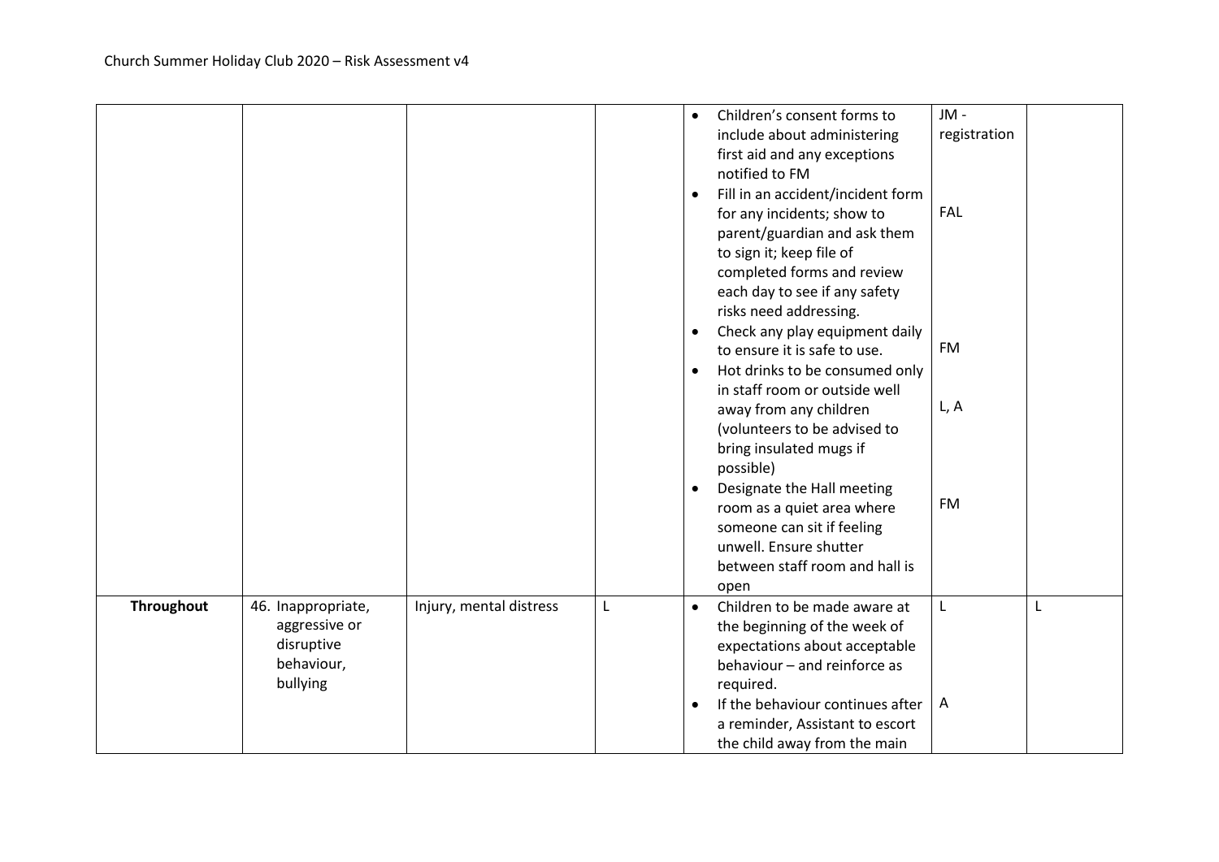| | | | | • Children's consent forms to include about administering first aid and any exceptions notified to FM<br>• Fill in an accident/incident form for any incidents; show to parent/guardian and ask them to sign it; keep file of completed forms and review each day to see if any safety risks need addressing.<br>• Check any play equipment daily to ensure it is safe to use.<br>• Hot drinks to be consumed only in staff room or outside well away from any children (volunteers to be advised to bring insulated mugs if possible)<br>• Designate the Hall meeting room as a quiet area where someone can sit if feeling unwell. Ensure shutter between staff room and hall is open | JM - registration<br><br>FAL<br><br>FM<br><br>L, A<br><br>FM | |
|---|---|---|---|---|---|---|
| **Throughout** | 46. Inappropriate, aggressive or disruptive behaviour, bullying | Injury, mental distress | L | • Children to be made aware at the beginning of the week of expectations about acceptable behaviour – and reinforce as required.<br>• If the behaviour continues after a reminder, Assistant to escort the child away from the main | L<br><br>A | L |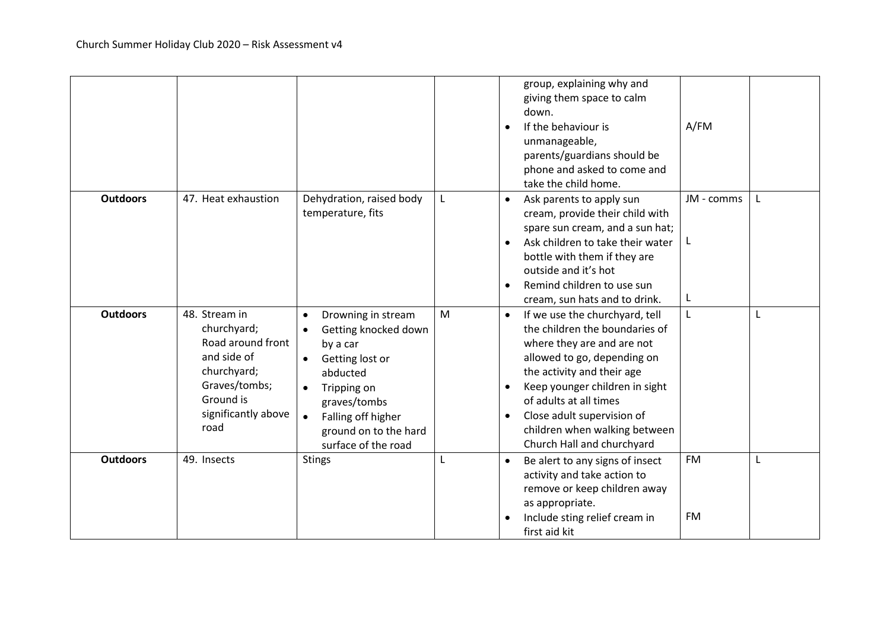| | | | | | | |
|---|---|---|---|---|---|---|
| | | | | group, explaining why and giving them space to calm down.<br>• If the behaviour is unmanageable, parents/guardians should be phone and asked to come and take the child home. | A/FM | |
| **Outdoors** | 47. Heat exhaustion | Dehydration, raised body temperature, fits | L | • Ask parents to apply sun cream, provide their child with spare sun cream, and a sun hat;<br>• Ask children to take their water bottle with them if they are outside and it's hot<br>• Remind children to use sun cream, sun hats and to drink. | JM - comms<br><br>L<br><br>L | L |
| **Outdoors** | 48. Stream in churchyard; Road around front and side of churchyard; Graves/tombs; Ground is significantly above road | • Drowning in stream<br>• Getting knocked down by a car<br>• Getting lost or abducted<br>• Tripping on graves/tombs<br>• Falling off higher ground on to the hard surface of the road | M | • If we use the churchyard, tell the children the boundaries of where they are and are not allowed to go, depending on the activity and their age<br>• Keep younger children in sight of adults at all times<br>• Close adult supervision of children when walking between Church Hall and churchyard | L | L |
| **Outdoors** | 49. Insects | Stings | L | • Be alert to any signs of insect activity and take action to remove or keep children away as appropriate.<br>• Include sting relief cream in first aid kit | FM<br><br>FM | L |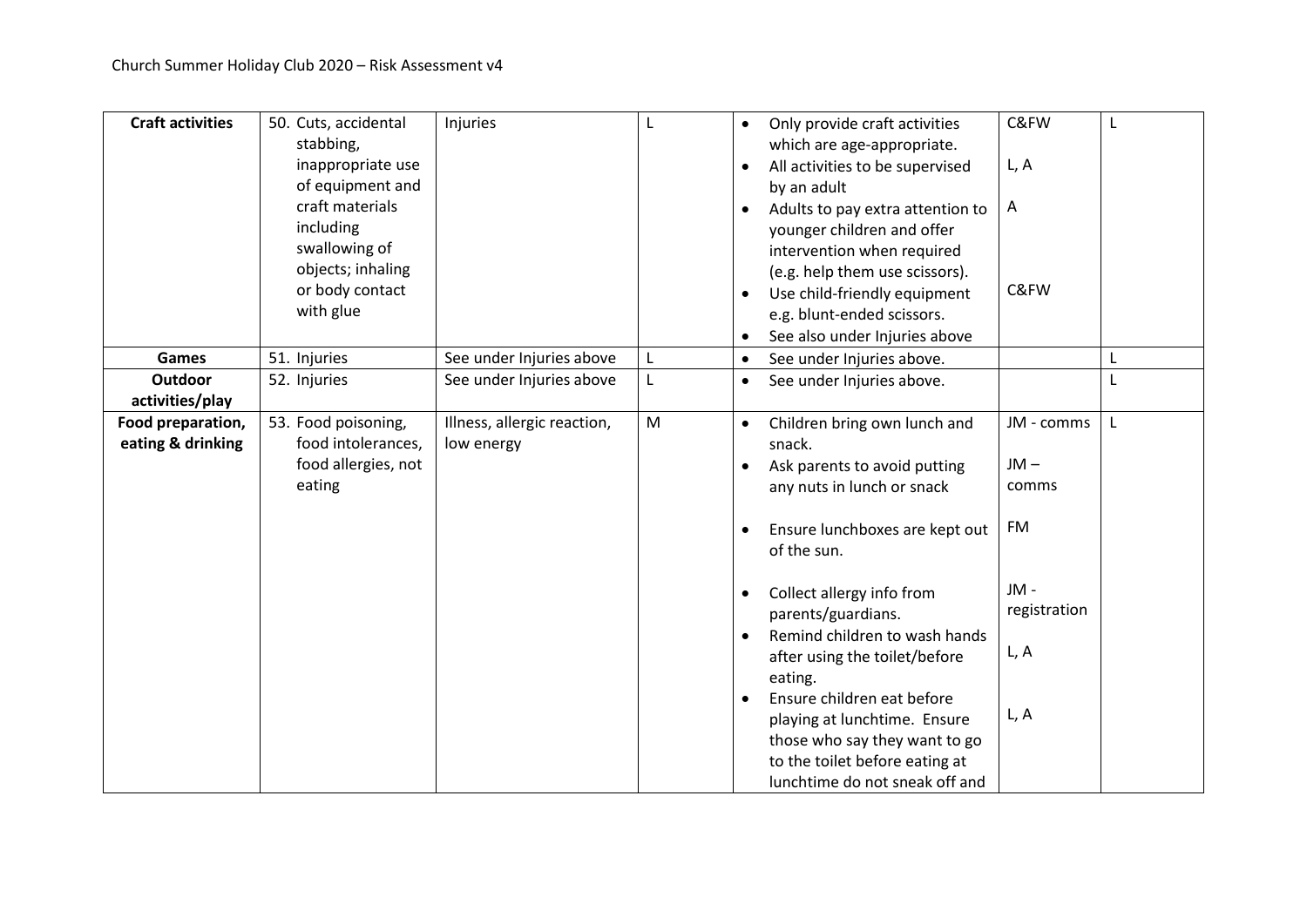| Craft activities | 50. Cuts, accidental stabbing, inappropriate use of equipment and craft materials including swallowing of objects; inhaling or body contact with glue | Injuries | L | • Only provide craft activities which are age-appropriate.<br>• All activities to be supervised by an adult<br>• Adults to pay extra attention to younger children and offer intervention when required (e.g. help them use scissors).<br>• Use child-friendly equipment e.g. blunt-ended scissors.<br>• See also under Injuries above | C&FW<br><br>L, A<br><br>A<br><br>C&FW | L |
|---|---|---|---|---|---|---|
| **Games** | 51. Injuries | See under Injuries above | L | • See under Injuries above. | | L |
| **Outdoor activities/play** | 52. Injuries | See under Injuries above | L | • See under Injuries above. | | L |
| **Food preparation, eating & drinking** | 53. Food poisoning, food intolerances, food allergies, not eating | Illness, allergic reaction, low energy | M | • Children bring own lunch and snack.<br>• Ask parents to avoid putting any nuts in lunch or snack<br>• Ensure lunchboxes are kept out of the sun.<br>• Collect allergy info from parents/guardians.<br>• Remind children to wash hands after using the toilet/before eating.<br>• Ensure children eat before playing at lunchtime. Ensure those who say they want to go to the toilet before eating at lunchtime do not sneak off and | JM - comms<br><br>JM – comms<br><br>FM<br><br>JM - registration<br><br>L, A<br><br>L, A | L |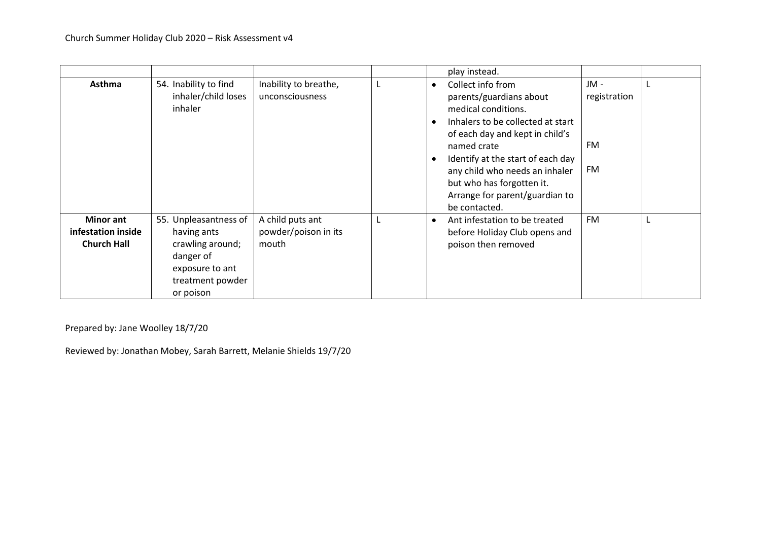| | | | | | | |
|---|---|---|---|---|---|---|
| | | | | play instead. | | |
| **Asthma** | 54. Inability to find inhaler/child loses inhaler | Inability to breathe, unconsciousness | L | • Collect info from parents/guardians about medical conditions.<br>• Inhalers to be collected at start of each day and kept in child's named crate<br>• Identify at the start of each day any child who needs an inhaler but who has forgotten it. Arrange for parent/guardian to be contacted. | JM - registration<br><br>FM<br><br>FM | L |
| **Minor ant infestation inside Church Hall** | 55. Unpleasantness of having ants crawling around; danger of exposure to ant treatment powder or poison | A child puts ant powder/poison in its mouth | L | • Ant infestation to be treated before Holiday Club opens and poison then removed | FM | L |

Prepared by: Jane Woolley 18/7/20

Reviewed by: Jonathan Mobey, Sarah Barrett, Melanie Shields 19/7/20